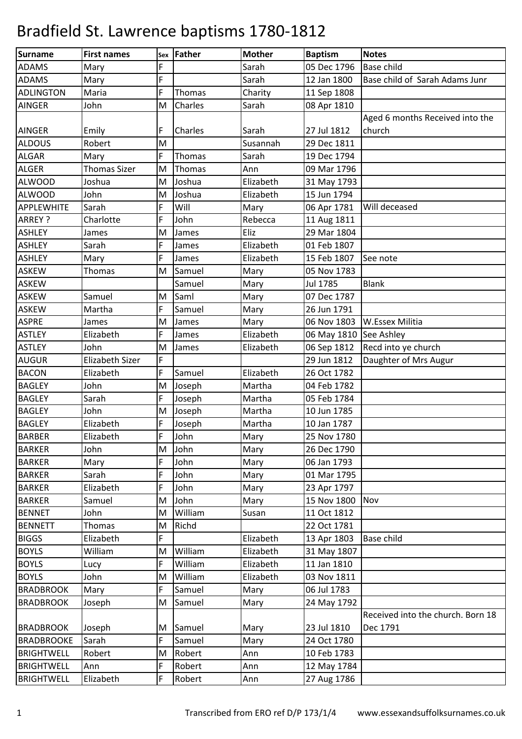# Bradfield St. Lawrence baptisms 1780-1812

| Surname | First names | Sex | Father | Mother | Baptism | Notes |
|---|---|---|---|---|---|---|
| ADAMS | Mary | F | | Sarah | 05 Dec 1796 | Base child |
| ADAMS | Mary | F | | Sarah | 12 Jan 1800 | Base child of Sarah Adams Junr |
| ADLINGTON | Maria | F | Thomas | Charity | 11 Sep 1808 | |
| AINGER | John | M | Charles | Sarah | 08 Apr 1810 | |
| AINGER | Emily | F | Charles | Sarah | 27 Jul 1812 | Aged 6 months Received into the church |
| ALDOUS | Robert | M | | Susannah | 29 Dec 1811 | |
| ALGAR | Mary | F | Thomas | Sarah | 19 Dec 1794 | |
| ALGER | Thomas Sizer | M | Thomas | Ann | 09 Mar 1796 | |
| ALWOOD | Joshua | M | Joshua | Elizabeth | 31 May 1793 | |
| ALWOOD | John | M | Joshua | Elizabeth | 15 Jun 1794 | |
| APPLEWHITE | Sarah | F | Will | Mary | 06 Apr 1781 | Will deceased |
| ARREY ? | Charlotte | F | John | Rebecca | 11 Aug 1811 | |
| ASHLEY | James | M | James | Eliz | 29 Mar 1804 | |
| ASHLEY | Sarah | F | James | Elizabeth | 01 Feb 1807 | |
| ASHLEY | Mary | F | James | Elizabeth | 15 Feb 1807 | See note |
| ASKEW | Thomas | M | Samuel | Mary | 05 Nov 1783 | |
| ASKEW | | | Samuel | Mary | Jul 1785 | Blank |
| ASKEW | Samuel | M | Saml | Mary | 07 Dec 1787 | |
| ASKEW | Martha | F | Samuel | Mary | 26 Jun 1791 | |
| ASPRE | James | M | James | Mary | 06 Nov 1803 | W.Essex Militia |
| ASTLEY | Elizabeth | F | James | Elizabeth | 06 May 1810 | See Ashley |
| ASTLEY | John | M | James | Elizabeth | 06 Sep 1812 | Recd into ye church |
| AUGUR | Elizabeth Sizer | F | | | 29 Jun 1812 | Daughter of Mrs Augur |
| BACON | Elizabeth | F | Samuel | Elizabeth | 26 Oct 1782 | |
| BAGLEY | John | M | Joseph | Martha | 04 Feb 1782 | |
| BAGLEY | Sarah | F | Joseph | Martha | 05 Feb 1784 | |
| BAGLEY | John | M | Joseph | Martha | 10 Jun 1785 | |
| BAGLEY | Elizabeth | F | Joseph | Martha | 10 Jan 1787 | |
| BARBER | Elizabeth | F | John | Mary | 25 Nov 1780 | |
| BARKER | John | M | John | Mary | 26 Dec 1790 | |
| BARKER | Mary | F | John | Mary | 06 Jan 1793 | |
| BARKER | Sarah | F | John | Mary | 01 Mar 1795 | |
| BARKER | Elizabeth | F | John | Mary | 23 Apr 1797 | |
| BARKER | Samuel | M | John | Mary | 15 Nov 1800 | Nov |
| BENNET | John | M | William | Susan | 11 Oct 1812 | |
| BENNETT | Thomas | M | Richd | | 22 Oct 1781 | |
| BIGGS | Elizabeth | F | | Elizabeth | 13 Apr 1803 | Base child |
| BOYLS | William | M | William | Elizabeth | 31 May 1807 | |
| BOYLS | Lucy | F | William | Elizabeth | 11 Jan 1810 | |
| BOYLS | John | M | William | Elizabeth | 03 Nov 1811 | |
| BRADBROOK | Mary | F | Samuel | Mary | 06 Jul 1783 | |
| BRADBROOK | Joseph | M | Samuel | Mary | 24 May 1792 | |
| BRADBROOK | Joseph | M | Samuel | Mary | 23 Jul 1810 | Received into the church. Born 18 Dec 1791 |
| BRADBROOKE | Sarah | F | Samuel | Mary | 24 Oct 1780 | |
| BRIGHTWELL | Robert | M | Robert | Ann | 10 Feb 1783 | |
| BRIGHTWELL | Ann | F | Robert | Ann | 12 May 1784 | |
| BRIGHTWELL | Elizabeth | F | Robert | Ann | 27 Aug 1786 | |

Transcribed from ERO ref D/P 173/1/4 www.essexandsuffolksurnames.co.uk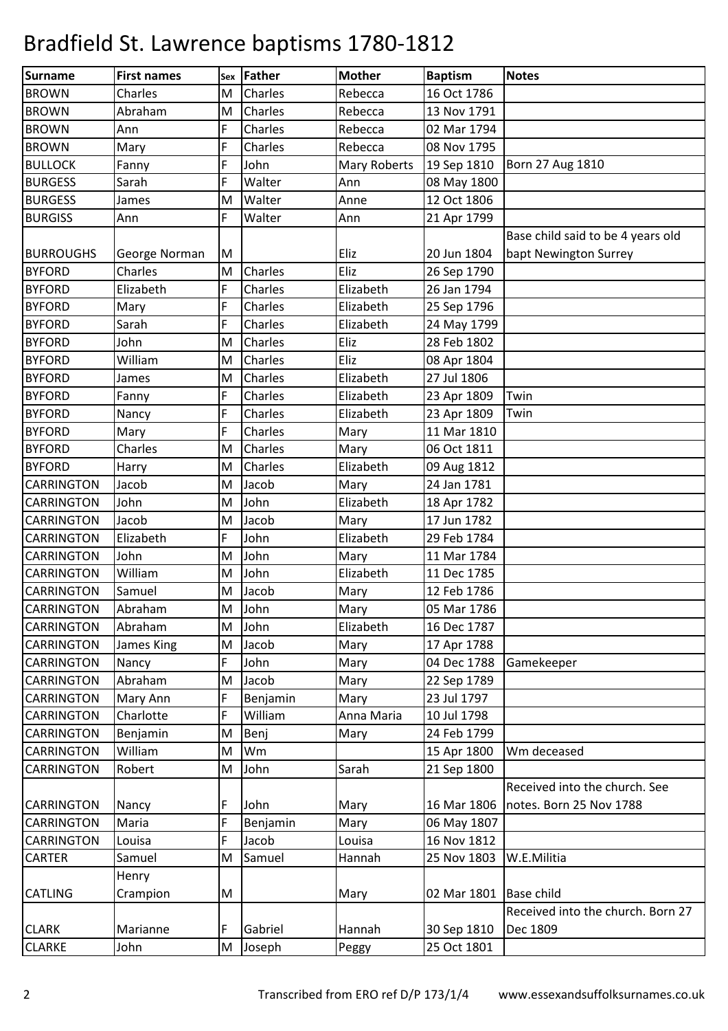# Bradfield St. Lawrence baptisms 1780-1812

| Surname | First names | Sex | Father | Mother | Baptism | Notes |
|---|---|---|---|---|---|---|
| BROWN | Charles | M | Charles | Rebecca | 16 Oct 1786 | |
| BROWN | Abraham | M | Charles | Rebecca | 13 Nov 1791 | |
| BROWN | Ann | F | Charles | Rebecca | 02 Mar 1794 | |
| BROWN | Mary | F | Charles | Rebecca | 08 Nov 1795 | |
| BULLOCK | Fanny | F | John | Mary Roberts | 19 Sep 1810 | Born 27 Aug 1810 |
| BURGESS | Sarah | F | Walter | Ann | 08 May 1800 | |
| BURGESS | James | M | Walter | Anne | 12 Oct 1806 | |
| BURGISS | Ann | F | Walter | Ann | 21 Apr 1799 | |
| BURROUGHS | George Norman | M | | Eliz | 20 Jun 1804 | Base child said to be 4 years old bapt Newington Surrey |
| BYFORD | Charles | M | Charles | Eliz | 26 Sep 1790 | |
| BYFORD | Elizabeth | F | Charles | Elizabeth | 26 Jan 1794 | |
| BYFORD | Mary | F | Charles | Elizabeth | 25 Sep 1796 | |
| BYFORD | Sarah | F | Charles | Elizabeth | 24 May 1799 | |
| BYFORD | John | M | Charles | Eliz | 28 Feb 1802 | |
| BYFORD | William | M | Charles | Eliz | 08 Apr 1804 | |
| BYFORD | James | M | Charles | Elizabeth | 27 Jul 1806 | |
| BYFORD | Fanny | F | Charles | Elizabeth | 23 Apr 1809 | Twin |
| BYFORD | Nancy | F | Charles | Elizabeth | 23 Apr 1809 | Twin |
| BYFORD | Mary | F | Charles | Mary | 11 Mar 1810 | |
| BYFORD | Charles | M | Charles | Mary | 06 Oct 1811 | |
| BYFORD | Harry | M | Charles | Elizabeth | 09 Aug 1812 | |
| CARRINGTON | Jacob | M | Jacob | Mary | 24 Jan 1781 | |
| CARRINGTON | John | M | John | Elizabeth | 18 Apr 1782 | |
| CARRINGTON | Jacob | M | Jacob | Mary | 17 Jun 1782 | |
| CARRINGTON | Elizabeth | F | John | Elizabeth | 29 Feb 1784 | |
| CARRINGTON | John | M | John | Mary | 11 Mar 1784 | |
| CARRINGTON | William | M | John | Elizabeth | 11 Dec 1785 | |
| CARRINGTON | Samuel | M | Jacob | Mary | 12 Feb 1786 | |
| CARRINGTON | Abraham | M | John | Mary | 05 Mar 1786 | |
| CARRINGTON | Abraham | M | John | Elizabeth | 16 Dec 1787 | |
| CARRINGTON | James King | M | Jacob | Mary | 17 Apr 1788 | |
| CARRINGTON | Nancy | F | John | Mary | 04 Dec 1788 | Gamekeeper |
| CARRINGTON | Abraham | M | Jacob | Mary | 22 Sep 1789 | |
| CARRINGTON | Mary Ann | F | Benjamin | Mary | 23 Jul 1797 | |
| CARRINGTON | Charlotte | F | William | Anna Maria | 10 Jul 1798 | |
| CARRINGTON | Benjamin | M | Benj | Mary | 24 Feb 1799 | |
| CARRINGTON | William | M | Wm | | 15 Apr 1800 | Wm deceased |
| CARRINGTON | Robert | M | John | Sarah | 21 Sep 1800 | |
| CARRINGTON | Nancy | F | John | Mary | 16 Mar 1806 | Received into the church. See notes. Born 25 Nov 1788 |
| CARRINGTON | Maria | F | Benjamin | Mary | 06 May 1807 | |
| CARRINGTON | Louisa | F | Jacob | Louisa | 16 Nov 1812 | |
| CARTER | Samuel | M | Samuel | Hannah | 25 Nov 1803 | W.E.Militia |
| CATLING | Henry Crampion | M | | Mary | 02 Mar 1801 | Base child |
| CLARK | Marianne | F | Gabriel | Hannah | 30 Sep 1810 | Received into the church. Born 27 Dec 1809 |
| CLARKE | John | M | Joseph | Peggy | 25 Oct 1801 | |

Transcribed from ERO ref D/P 173/1/4 www.essexandsuffolksurnames.co.uk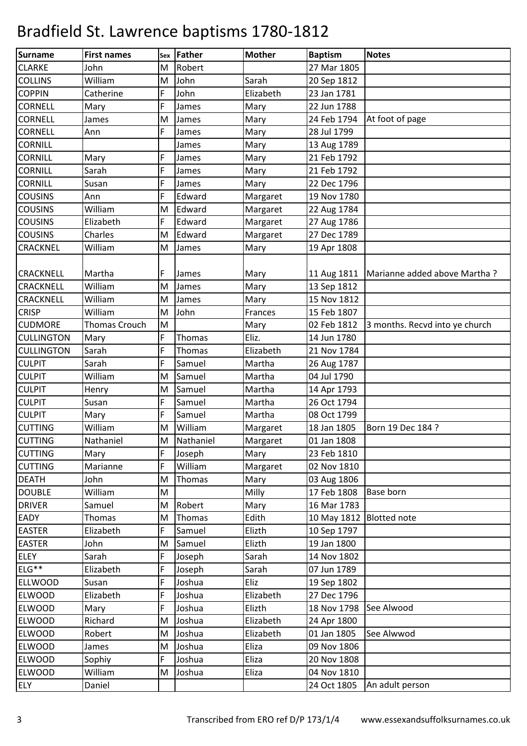# Bradfield St. Lawrence baptisms 1780-1812

| Surname | First names | Sex | Father | Mother | Baptism | Notes |
|---|---|---|---|---|---|---|
| CLARKE | John | M | Robert | | 27 Mar 1805 | |
| COLLINS | William | M | John | Sarah | 20 Sep 1812 | |
| COPPIN | Catherine | F | John | Elizabeth | 23 Jan 1781 | |
| CORNELL | Mary | F | James | Mary | 22 Jun 1788 | |
| CORNELL | James | M | James | Mary | 24 Feb 1794 | At foot of page |
| CORNELL | Ann | F | James | Mary | 28 Jul 1799 | |
| CORNILL | | | James | Mary | 13 Aug 1789 | |
| CORNILL | Mary | F | James | Mary | 21 Feb 1792 | |
| CORNILL | Sarah | F | James | Mary | 21 Feb 1792 | |
| CORNILL | Susan | F | James | Mary | 22 Dec 1796 | |
| COUSINS | Ann | F | Edward | Margaret | 19 Nov 1780 | |
| COUSINS | William | M | Edward | Margaret | 22 Aug 1784 | |
| COUSINS | Elizabeth | F | Edward | Margaret | 27 Aug 1786 | |
| COUSINS | Charles | M | Edward | Margaret | 27 Dec 1789 | |
| CRACKNEL | William | M | James | Mary | 19 Apr 1808 | |
| CRACKNELL | Martha | F | James | Mary | 11 Aug 1811 | Marianne added above Martha ? |
| CRACKNELL | William | M | James | Mary | 13 Sep 1812 | |
| CRACKNELL | William | M | James | Mary | 15 Nov 1812 | |
| CRISP | William | M | John | Frances | 15 Feb 1807 | |
| CUDMORE | Thomas Crouch | M | | Mary | 02 Feb 1812 | 3 months. Recvd into ye church |
| CULLINGTON | Mary | F | Thomas | Eliz. | 14 Jun 1780 | |
| CULLINGTON | Sarah | F | Thomas | Elizabeth | 21 Nov 1784 | |
| CULPIT | Sarah | F | Samuel | Martha | 26 Aug 1787 | |
| CULPIT | William | M | Samuel | Martha | 04 Jul 1790 | |
| CULPIT | Henry | M | Samuel | Martha | 14 Apr 1793 | |
| CULPIT | Susan | F | Samuel | Martha | 26 Oct 1794 | |
| CULPIT | Mary | F | Samuel | Martha | 08 Oct 1799 | |
| CUTTING | William | M | William | Margaret | 18 Jan 1805 | Born 19 Dec 184 ? |
| CUTTING | Nathaniel | M | Nathaniel | Margaret | 01 Jan 1808 | |
| CUTTING | Mary | F | Joseph | Mary | 23 Feb 1810 | |
| CUTTING | Marianne | F | William | Margaret | 02 Nov 1810 | |
| DEATH | John | M | Thomas | Mary | 03 Aug 1806 | |
| DOUBLE | William | M | | Milly | 17 Feb 1808 | Base born |
| DRIVER | Samuel | M | Robert | Mary | 16 Mar 1783 | |
| EADY | Thomas | M | Thomas | Edith | 10 May 1812 | Blotted note |
| EASTER | Elizabeth | F | Samuel | Elizth | 10 Sep 1797 | |
| EASTER | John | M | Samuel | Elizth | 19 Jan 1800 | |
| ELEY | Sarah | F | Joseph | Sarah | 14 Nov 1802 | |
| ELG** | Elizabeth | F | Joseph | Sarah | 07 Jun 1789 | |
| ELLWOOD | Susan | F | Joshua | Eliz | 19 Sep 1802 | |
| ELWOOD | Elizabeth | F | Joshua | Elizabeth | 27 Dec 1796 | |
| ELWOOD | Mary | F | Joshua | Elizth | 18 Nov 1798 | See Alwood |
| ELWOOD | Richard | M | Joshua | Elizabeth | 24 Apr 1800 | |
| ELWOOD | Robert | M | Joshua | Elizabeth | 01 Jan 1805 | See Alwwod |
| ELWOOD | James | M | Joshua | Eliza | 09 Nov 1806 | |
| ELWOOD | Sophiy | F | Joshua | Eliza | 20 Nov 1808 | |
| ELWOOD | William | M | Joshua | Eliza | 04 Nov 1810 | |
| ELY | Daniel | | | | 24 Oct 1805 | An adult person |

Transcribed from ERO ref D/P 173/1/4 www.essexandsuffolksurnames.co.uk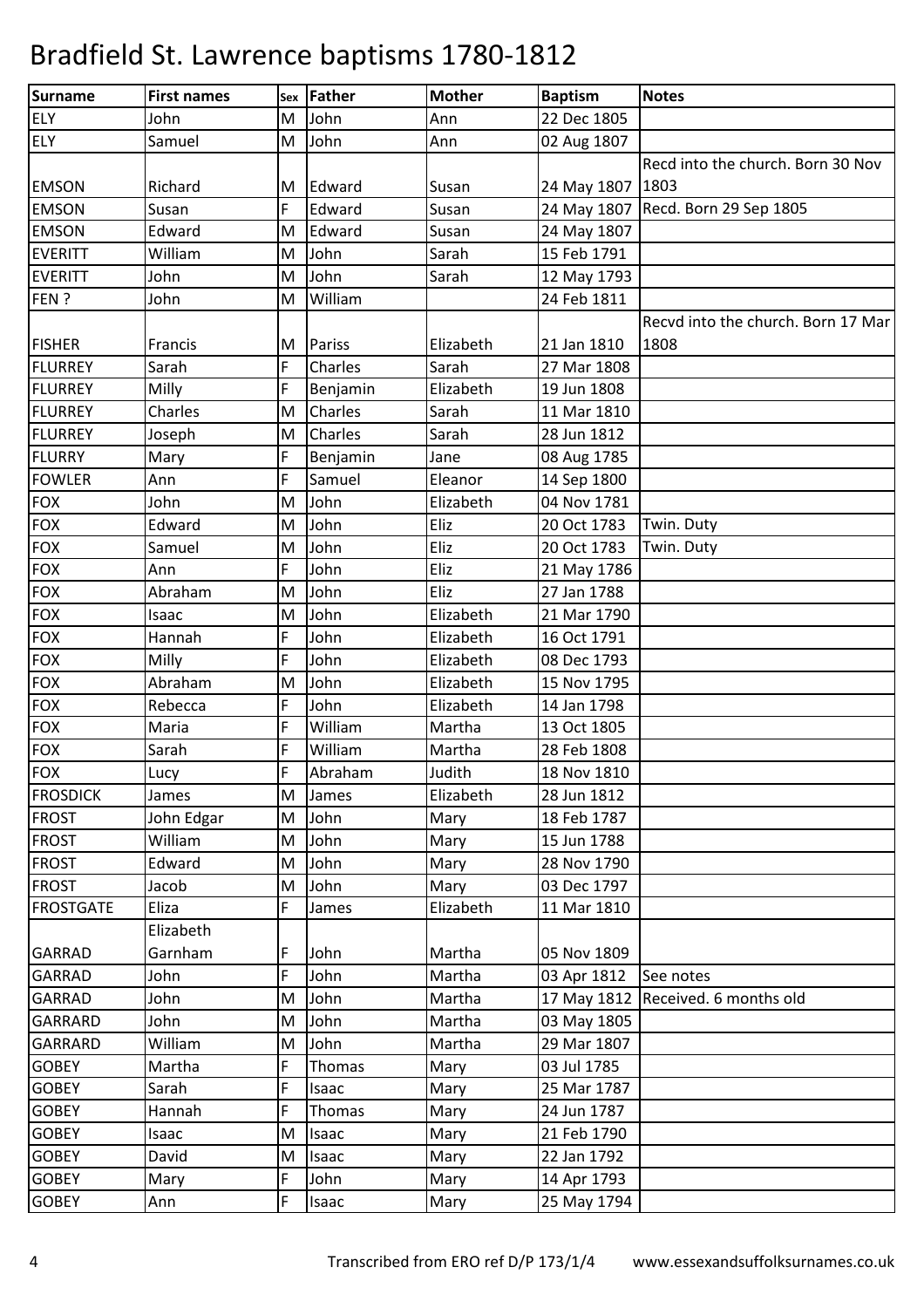# Bradfield St. Lawrence baptisms 1780-1812

| Surname | First names | Sex | Father | Mother | Baptism | Notes |
|---|---|---|---|---|---|---|
| ELY | John | M | John | Ann | 22 Dec 1805 | |
| ELY | Samuel | M | John | Ann | 02 Aug 1807 | |
| EMSON | Richard | M | Edward | Susan | 24 May 1807 | Recd into the church. Born 30 Nov 1803 |
| EMSON | Susan | F | Edward | Susan | 24 May 1807 | Recd. Born 29 Sep 1805 |
| EMSON | Edward | M | Edward | Susan | 24 May 1807 | |
| EVERITT | William | M | John | Sarah | 15 Feb 1791 | |
| EVERITT | John | M | John | Sarah | 12 May 1793 | |
| FEN ? | John | M | William | | 24 Feb 1811 | |
| FISHER | Francis | M | Pariss | Elizabeth | 21 Jan 1810 | Recvd into the church. Born 17 Mar 1808 |
| FLURREY | Sarah | F | Charles | Sarah | 27 Mar 1808 | |
| FLURREY | Milly | F | Benjamin | Elizabeth | 19 Jun 1808 | |
| FLURREY | Charles | M | Charles | Sarah | 11 Mar 1810 | |
| FLURREY | Joseph | M | Charles | Sarah | 28 Jun 1812 | |
| FLURRY | Mary | F | Benjamin | Jane | 08 Aug 1785 | |
| FOWLER | Ann | F | Samuel | Eleanor | 14 Sep 1800 | |
| FOX | John | M | John | Elizabeth | 04 Nov 1781 | |
| FOX | Edward | M | John | Eliz | 20 Oct 1783 | Twin. Duty |
| FOX | Samuel | M | John | Eliz | 20 Oct 1783 | Twin. Duty |
| FOX | Ann | F | John | Eliz | 21 May 1786 | |
| FOX | Abraham | M | John | Eliz | 27 Jan 1788 | |
| FOX | Isaac | M | John | Elizabeth | 21 Mar 1790 | |
| FOX | Hannah | F | John | Elizabeth | 16 Oct 1791 | |
| FOX | Milly | F | John | Elizabeth | 08 Dec 1793 | |
| FOX | Abraham | M | John | Elizabeth | 15 Nov 1795 | |
| FOX | Rebecca | F | John | Elizabeth | 14 Jan 1798 | |
| FOX | Maria | F | William | Martha | 13 Oct 1805 | |
| FOX | Sarah | F | William | Martha | 28 Feb 1808 | |
| FOX | Lucy | F | Abraham | Judith | 18 Nov 1810 | |
| FROSDICK | James | M | James | Elizabeth | 28 Jun 1812 | |
| FROST | John Edgar | M | John | Mary | 18 Feb 1787 | |
| FROST | William | M | John | Mary | 15 Jun 1788 | |
| FROST | Edward | M | John | Mary | 28 Nov 1790 | |
| FROST | Jacob | M | John | Mary | 03 Dec 1797 | |
| FROSTGATE | Eliza | F | James | Elizabeth | 11 Mar 1810 | |
| GARRAD | Elizabeth Garnham | F | John | Martha | 05 Nov 1809 | |
| GARRAD | John | F | John | Martha | 03 Apr 1812 | See notes |
| GARRAD | John | M | John | Martha | 17 May 1812 | Received. 6 months old |
| GARRARD | John | M | John | Martha | 03 May 1805 | |
| GARRARD | William | M | John | Martha | 29 Mar 1807 | |
| GOBEY | Martha | F | Thomas | Mary | 03 Jul 1785 | |
| GOBEY | Sarah | F | Isaac | Mary | 25 Mar 1787 | |
| GOBEY | Hannah | F | Thomas | Mary | 24 Jun 1787 | |
| GOBEY | Isaac | M | Isaac | Mary | 21 Feb 1790 | |
| GOBEY | David | M | Isaac | Mary | 22 Jan 1792 | |
| GOBEY | Mary | F | John | Mary | 14 Apr 1793 | |
| GOBEY | Ann | F | Isaac | Mary | 25 May 1794 | |

Transcribed from ERO ref D/P 173/1/4 www.essexandsuffolksurnames.co.uk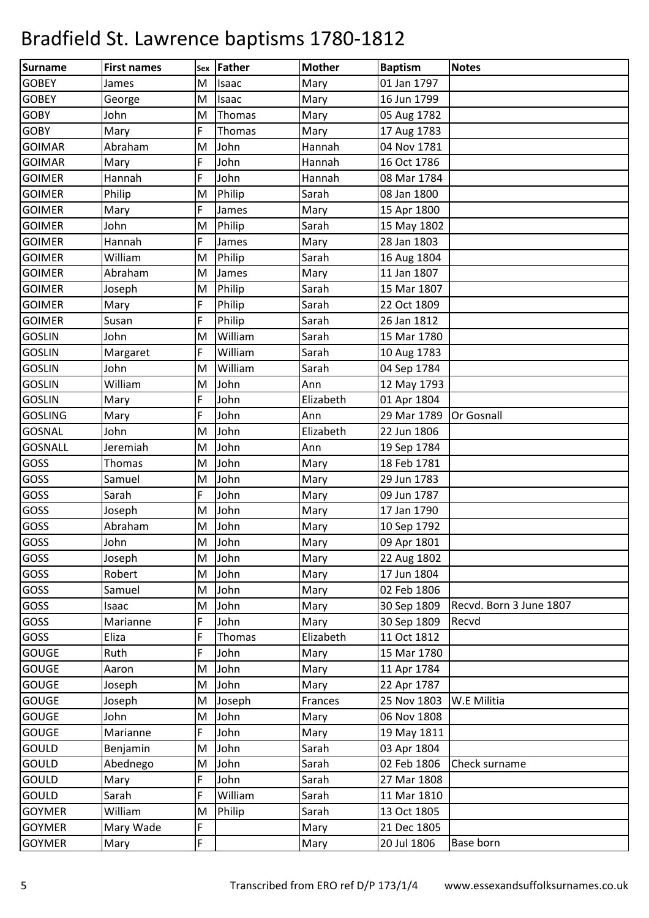# Bradfield St. Lawrence baptisms 1780-1812

| Surname | First names | Sex | Father | Mother | Baptism | Notes |
|---|---|---|---|---|---|---|
| GOBEY | James | M | Isaac | Mary | 01 Jan 1797 | |
| GOBEY | George | M | Isaac | Mary | 16 Jun 1799 | |
| GOBY | John | M | Thomas | Mary | 05 Aug 1782 | |
| GOBY | Mary | F | Thomas | Mary | 17 Aug 1783 | |
| GOIMAR | Abraham | M | John | Hannah | 04 Nov 1781 | |
| GOIMAR | Mary | F | John | Hannah | 16 Oct 1786 | |
| GOIMER | Hannah | F | John | Hannah | 08 Mar 1784 | |
| GOIMER | Philip | M | Philip | Sarah | 08 Jan 1800 | |
| GOIMER | Mary | F | James | Mary | 15 Apr 1800 | |
| GOIMER | John | M | Philip | Sarah | 15 May 1802 | |
| GOIMER | Hannah | F | James | Mary | 28 Jan 1803 | |
| GOIMER | William | M | Philip | Sarah | 16 Aug 1804 | |
| GOIMER | Abraham | M | James | Mary | 11 Jan 1807 | |
| GOIMER | Joseph | M | Philip | Sarah | 15 Mar 1807 | |
| GOIMER | Mary | F | Philip | Sarah | 22 Oct 1809 | |
| GOIMER | Susan | F | Philip | Sarah | 26 Jan 1812 | |
| GOSLIN | John | M | William | Sarah | 15 Mar 1780 | |
| GOSLIN | Margaret | F | William | Sarah | 10 Aug 1783 | |
| GOSLIN | John | M | William | Sarah | 04 Sep 1784 | |
| GOSLIN | William | M | John | Ann | 12 May 1793 | |
| GOSLIN | Mary | F | John | Elizabeth | 01 Apr 1804 | |
| GOSLING | Mary | F | John | Ann | 29 Mar 1789 | Or Gosnall |
| GOSNAL | John | M | John | Elizabeth | 22 Jun 1806 | |
| GOSNALL | Jeremiah | M | John | Ann | 19 Sep 1784 | |
| GOSS | Thomas | M | John | Mary | 18 Feb 1781 | |
| GOSS | Samuel | M | John | Mary | 29 Jun 1783 | |
| GOSS | Sarah | F | John | Mary | 09 Jun 1787 | |
| GOSS | Joseph | M | John | Mary | 17 Jan 1790 | |
| GOSS | Abraham | M | John | Mary | 10 Sep 1792 | |
| GOSS | John | M | John | Mary | 09 Apr 1801 | |
| GOSS | Joseph | M | John | Mary | 22 Aug 1802 | |
| GOSS | Robert | M | John | Mary | 17 Jun 1804 | |
| GOSS | Samuel | M | John | Mary | 02 Feb 1806 | |
| GOSS | Isaac | M | John | Mary | 30 Sep 1809 | Recvd. Born 3 June 1807 |
| GOSS | Marianne | F | John | Mary | 30 Sep 1809 | Recvd |
| GOSS | Eliza | F | Thomas | Elizabeth | 11 Oct 1812 | |
| GOUGE | Ruth | F | John | Mary | 15 Mar 1780 | |
| GOUGE | Aaron | M | John | Mary | 11 Apr 1784 | |
| GOUGE | Joseph | M | John | Mary | 22 Apr 1787 | |
| GOUGE | Joseph | M | Joseph | Frances | 25 Nov 1803 | W.E Militia |
| GOUGE | John | M | John | Mary | 06 Nov 1808 | |
| GOUGE | Marianne | F | John | Mary | 19 May 1811 | |
| GOULD | Benjamin | M | John | Sarah | 03 Apr 1804 | |
| GOULD | Abednego | M | John | Sarah | 02 Feb 1806 | Check surname |
| GOULD | Mary | F | John | Sarah | 27 Mar 1808 | |
| GOULD | Sarah | F | William | Sarah | 11 Mar 1810 | |
| GOYMER | William | M | Philip | Sarah | 13 Oct 1805 | |
| GOYMER | Mary Wade | F | | Mary | 21 Dec 1805 | |
| GOYMER | Mary | F | | Mary | 20 Jul 1806 | Base born |

Transcribed from ERO ref D/P 173/1/4    www.essexandsuffolksurnames.co.uk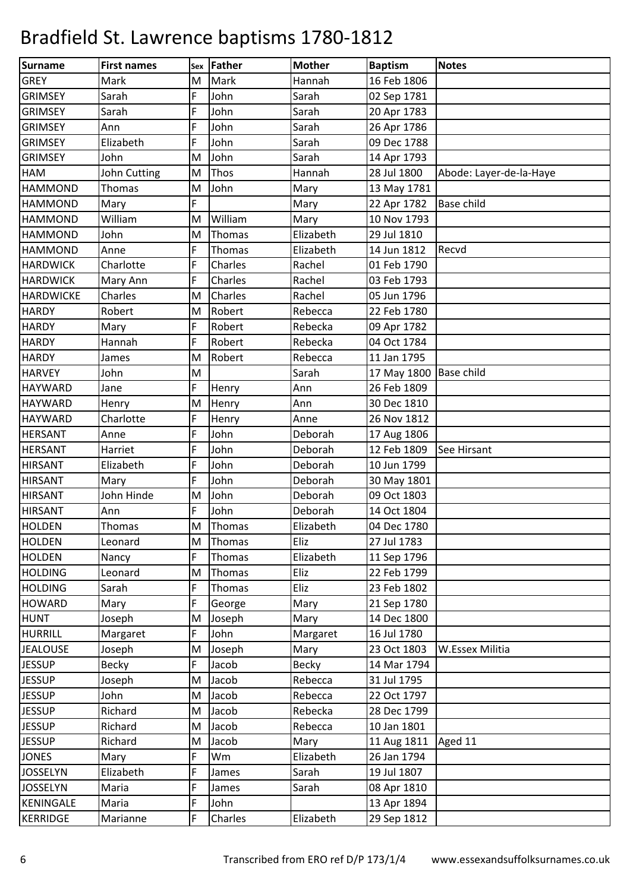# Bradfield St. Lawrence baptisms 1780-1812

| Surname | First names | Sex | Father | Mother | Baptism | Notes |
|---|---|---|---|---|---|---|
| GREY | Mark | M | Mark | Hannah | 16 Feb 1806 | |
| GRIMSEY | Sarah | F | John | Sarah | 02 Sep 1781 | |
| GRIMSEY | Sarah | F | John | Sarah | 20 Apr 1783 | |
| GRIMSEY | Ann | F | John | Sarah | 26 Apr 1786 | |
| GRIMSEY | Elizabeth | F | John | Sarah | 09 Dec 1788 | |
| GRIMSEY | John | M | John | Sarah | 14 Apr 1793 | |
| HAM | John Cutting | M | Thos | Hannah | 28 Jul 1800 | Abode: Layer-de-la-Haye |
| HAMMOND | Thomas | M | John | Mary | 13 May 1781 | |
| HAMMOND | Mary | F | | Mary | 22 Apr 1782 | Base child |
| HAMMOND | William | M | William | Mary | 10 Nov 1793 | |
| HAMMOND | John | M | Thomas | Elizabeth | 29 Jul 1810 | |
| HAMMOND | Anne | F | Thomas | Elizabeth | 14 Jun 1812 | Recvd |
| HARDWICK | Charlotte | F | Charles | Rachel | 01 Feb 1790 | |
| HARDWICK | Mary Ann | F | Charles | Rachel | 03 Feb 1793 | |
| HARDWICKE | Charles | M | Charles | Rachel | 05 Jun 1796 | |
| HARDY | Robert | M | Robert | Rebecca | 22 Feb 1780 | |
| HARDY | Mary | F | Robert | Rebecka | 09 Apr 1782 | |
| HARDY | Hannah | F | Robert | Rebecka | 04 Oct 1784 | |
| HARDY | James | M | Robert | Rebecca | 11 Jan 1795 | |
| HARVEY | John | M | | Sarah | 17 May 1800 | Base child |
| HAYWARD | Jane | F | Henry | Ann | 26 Feb 1809 | |
| HAYWARD | Henry | M | Henry | Ann | 30 Dec 1810 | |
| HAYWARD | Charlotte | F | Henry | Anne | 26 Nov 1812 | |
| HERSANT | Anne | F | John | Deborah | 17 Aug 1806 | |
| HERSANT | Harriet | F | John | Deborah | 12 Feb 1809 | See Hirsant |
| HIRSANT | Elizabeth | F | John | Deborah | 10 Jun 1799 | |
| HIRSANT | Mary | F | John | Deborah | 30 May 1801 | |
| HIRSANT | John Hinde | M | John | Deborah | 09 Oct 1803 | |
| HIRSANT | Ann | F | John | Deborah | 14 Oct 1804 | |
| HOLDEN | Thomas | M | Thomas | Elizabeth | 04 Dec 1780 | |
| HOLDEN | Leonard | M | Thomas | Eliz | 27 Jul 1783 | |
| HOLDEN | Nancy | F | Thomas | Elizabeth | 11 Sep 1796 | |
| HOLDING | Leonard | M | Thomas | Eliz | 22 Feb 1799 | |
| HOLDING | Sarah | F | Thomas | Eliz | 23 Feb 1802 | |
| HOWARD | Mary | F | George | Mary | 21 Sep 1780 | |
| HUNT | Joseph | M | Joseph | Mary | 14 Dec 1800 | |
| HURRILL | Margaret | F | John | Margaret | 16 Jul 1780 | |
| JEALOUSE | Joseph | M | Joseph | Mary | 23 Oct 1803 | W.Essex Militia |
| JESSUP | Becky | F | Jacob | Becky | 14 Mar 1794 | |
| JESSUP | Joseph | M | Jacob | Rebecca | 31 Jul 1795 | |
| JESSUP | John | M | Jacob | Rebecca | 22 Oct 1797 | |
| JESSUP | Richard | M | Jacob | Rebecka | 28 Dec 1799 | |
| JESSUP | Richard | M | Jacob | Rebecca | 10 Jan 1801 | |
| JESSUP | Richard | M | Jacob | Mary | 11 Aug 1811 | Aged 11 |
| JONES | Mary | F | Wm | Elizabeth | 26 Jan 1794 | |
| JOSSELYN | Elizabeth | F | James | Sarah | 19 Jul 1807 | |
| JOSSELYN | Maria | F | James | Sarah | 08 Apr 1810 | |
| KENINGALE | Maria | F | John | | 13 Apr 1894 | |
| KERRIDGE | Marianne | F | Charles | Elizabeth | 29 Sep 1812 | |

Transcribed from ERO ref D/P 173/1/4 www.essexandsuffolksurnames.co.uk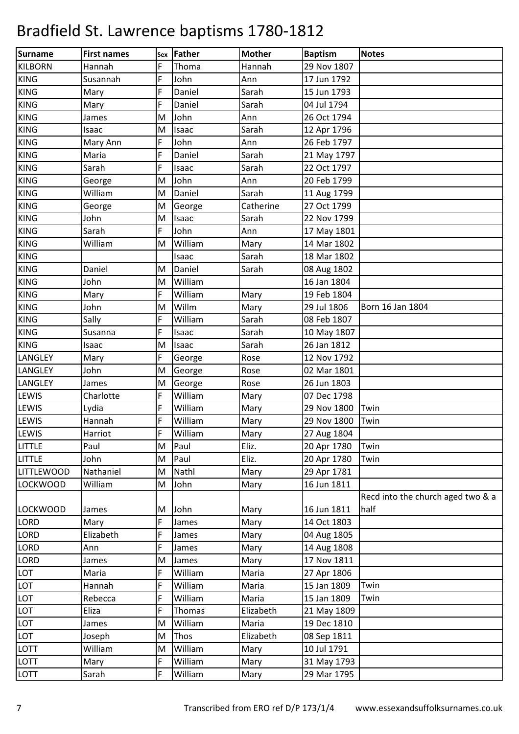# Bradfield St. Lawrence baptisms 1780-1812

| Surname | First names | Sex | Father | Mother | Baptism | Notes |
|---|---|---|---|---|---|---|
| KILBORN | Hannah | F | Thoma | Hannah | 29 Nov 1807 | |
| KING | Susannah | F | John | Ann | 17 Jun 1792 | |
| KING | Mary | F | Daniel | Sarah | 15 Jun 1793 | |
| KING | Mary | F | Daniel | Sarah | 04 Jul 1794 | |
| KING | James | M | John | Ann | 26 Oct 1794 | |
| KING | Isaac | M | Isaac | Sarah | 12 Apr 1796 | |
| KING | Mary Ann | F | John | Ann | 26 Feb 1797 | |
| KING | Maria | F | Daniel | Sarah | 21 May 1797 | |
| KING | Sarah | F | Isaac | Sarah | 22 Oct 1797 | |
| KING | George | M | John | Ann | 20 Feb 1799 | |
| KING | William | M | Daniel | Sarah | 11 Aug 1799 | |
| KING | George | M | George | Catherine | 27 Oct 1799 | |
| KING | John | M | Isaac | Sarah | 22 Nov 1799 | |
| KING | Sarah | F | John | Ann | 17 May 1801 | |
| KING | William | M | William | Mary | 14 Mar 1802 | |
| KING | | | Isaac | Sarah | 18 Mar 1802 | |
| KING | Daniel | M | Daniel | Sarah | 08 Aug 1802 | |
| KING | John | M | William | | 16 Jan 1804 | |
| KING | Mary | F | William | Mary | 19 Feb 1804 | |
| KING | John | M | Willm | Mary | 29 Jul 1806 | Born 16 Jan 1804 |
| KING | Sally | F | William | Sarah | 08 Feb 1807 | |
| KING | Susanna | F | Isaac | Sarah | 10 May 1807 | |
| KING | Isaac | M | Isaac | Sarah | 26 Jan 1812 | |
| LANGLEY | Mary | F | George | Rose | 12 Nov 1792 | |
| LANGLEY | John | M | George | Rose | 02 Mar 1801 | |
| LANGLEY | James | M | George | Rose | 26 Jun 1803 | |
| LEWIS | Charlotte | F | William | Mary | 07 Dec 1798 | |
| LEWIS | Lydia | F | William | Mary | 29 Nov 1800 | Twin |
| LEWIS | Hannah | F | William | Mary | 29 Nov 1800 | Twin |
| LEWIS | Harriot | F | William | Mary | 27 Aug 1804 | |
| LITTLE | Paul | M | Paul | Eliz. | 20 Apr 1780 | Twin |
| LITTLE | John | M | Paul | Eliz. | 20 Apr 1780 | Twin |
| LITTLEWOOD | Nathaniel | M | Nathl | Mary | 29 Apr 1781 | |
| LOCKWOOD | William | M | John | Mary | 16 Jun 1811 | |
| LOCKWOOD | James | M | John | Mary | 16 Jun 1811 | Recd into the church aged two & a half |
| LORD | Mary | F | James | Mary | 14 Oct 1803 | |
| LORD | Elizabeth | F | James | Mary | 04 Aug 1805 | |
| LORD | Ann | F | James | Mary | 14 Aug 1808 | |
| LORD | James | M | James | Mary | 17 Nov 1811 | |
| LOT | Maria | F | William | Maria | 27 Apr 1806 | |
| LOT | Hannah | F | William | Maria | 15 Jan 1809 | Twin |
| LOT | Rebecca | F | William | Maria | 15 Jan 1809 | Twin |
| LOT | Eliza | F | Thomas | Elizabeth | 21 May 1809 | |
| LOT | James | M | William | Maria | 19 Dec 1810 | |
| LOT | Joseph | M | Thos | Elizabeth | 08 Sep 1811 | |
| LOTT | William | M | William | Mary | 10 Jul 1791 | |
| LOTT | Mary | F | William | Mary | 31 May 1793 | |
| LOTT | Sarah | F | William | Mary | 29 Mar 1795 | |

Transcribed from ERO ref D/P 173/1/4 www.essexandsuffolksurnames.co.uk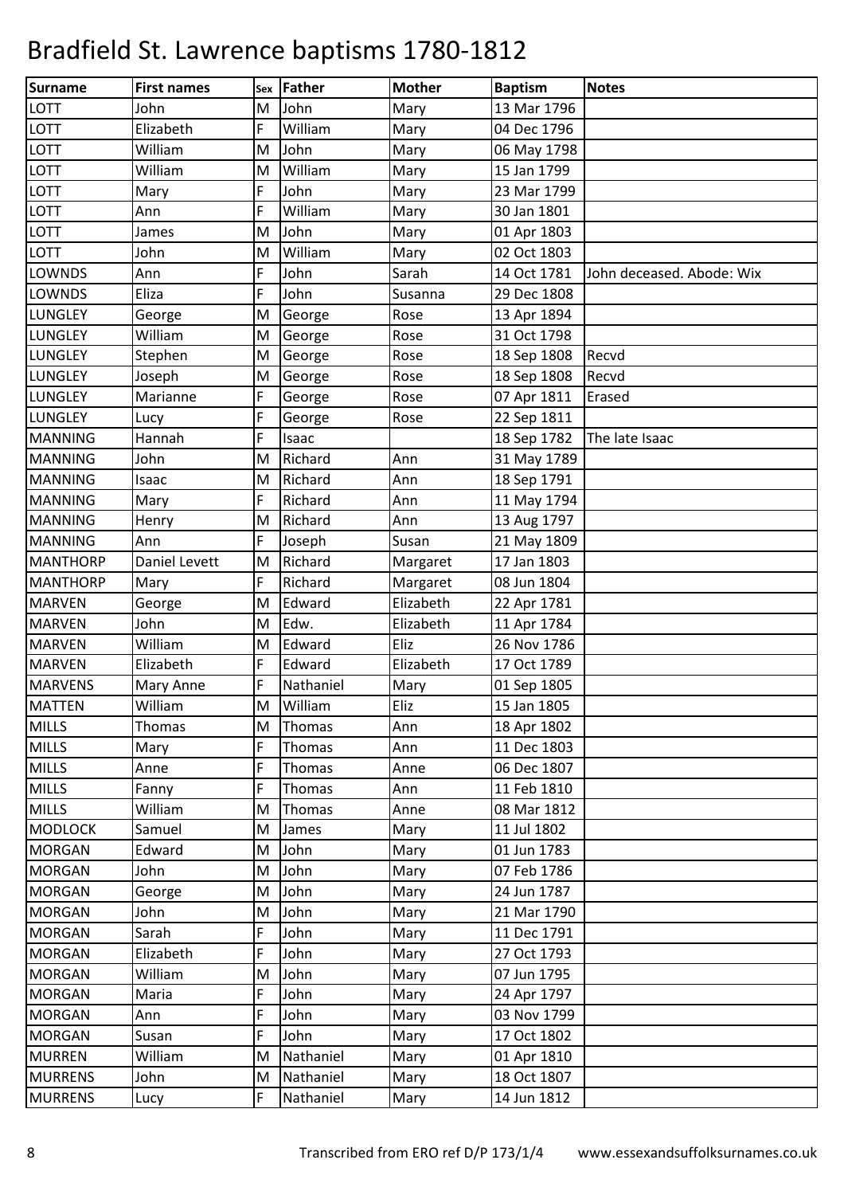# Bradfield St. Lawrence baptisms 1780-1812

| Surname | First names | Sex | Father | Mother | Baptism | Notes |
|---|---|---|---|---|---|---|
| LOTT | John | M | John | Mary | 13 Mar 1796 | |
| LOTT | Elizabeth | F | William | Mary | 04 Dec 1796 | |
| LOTT | William | M | John | Mary | 06 May 1798 | |
| LOTT | William | M | William | Mary | 15 Jan 1799 | |
| LOTT | Mary | F | John | Mary | 23 Mar 1799 | |
| LOTT | Ann | F | William | Mary | 30 Jan 1801 | |
| LOTT | James | M | John | Mary | 01 Apr 1803 | |
| LOTT | John | M | William | Mary | 02 Oct 1803 | |
| LOWNDS | Ann | F | John | Sarah | 14 Oct 1781 | John deceased. Abode: Wix |
| LOWNDS | Eliza | F | John | Susanna | 29 Dec 1808 | |
| LUNGLEY | George | M | George | Rose | 13 Apr 1894 | |
| LUNGLEY | William | M | George | Rose | 31 Oct 1798 | |
| LUNGLEY | Stephen | M | George | Rose | 18 Sep 1808 | Recvd |
| LUNGLEY | Joseph | M | George | Rose | 18 Sep 1808 | Recvd |
| LUNGLEY | Marianne | F | George | Rose | 07 Apr 1811 | Erased |
| LUNGLEY | Lucy | F | George | Rose | 22 Sep 1811 | |
| MANNING | Hannah | F | Isaac | | 18 Sep 1782 | The late Isaac |
| MANNING | John | M | Richard | Ann | 31 May 1789 | |
| MANNING | Isaac | M | Richard | Ann | 18 Sep 1791 | |
| MANNING | Mary | F | Richard | Ann | 11 May 1794 | |
| MANNING | Henry | M | Richard | Ann | 13 Aug 1797 | |
| MANNING | Ann | F | Joseph | Susan | 21 May 1809 | |
| MANTHORP | Daniel Levett | M | Richard | Margaret | 17 Jan 1803 | |
| MANTHORP | Mary | F | Richard | Margaret | 08 Jun 1804 | |
| MARVEN | George | M | Edward | Elizabeth | 22 Apr 1781 | |
| MARVEN | John | M | Edw. | Elizabeth | 11 Apr 1784 | |
| MARVEN | William | M | Edward | Eliz | 26 Nov 1786 | |
| MARVEN | Elizabeth | F | Edward | Elizabeth | 17 Oct 1789 | |
| MARVENS | Mary Anne | F | Nathaniel | Mary | 01 Sep 1805 | |
| MATTEN | William | M | William | Eliz | 15 Jan 1805 | |
| MILLS | Thomas | M | Thomas | Ann | 18 Apr 1802 | |
| MILLS | Mary | F | Thomas | Ann | 11 Dec 1803 | |
| MILLS | Anne | F | Thomas | Anne | 06 Dec 1807 | |
| MILLS | Fanny | F | Thomas | Ann | 11 Feb 1810 | |
| MILLS | William | M | Thomas | Anne | 08 Mar 1812 | |
| MODLOCK | Samuel | M | James | Mary | 11 Jul 1802 | |
| MORGAN | Edward | M | John | Mary | 01 Jun 1783 | |
| MORGAN | John | M | John | Mary | 07 Feb 1786 | |
| MORGAN | George | M | John | Mary | 24 Jun 1787 | |
| MORGAN | John | M | John | Mary | 21 Mar 1790 | |
| MORGAN | Sarah | F | John | Mary | 11 Dec 1791 | |
| MORGAN | Elizabeth | F | John | Mary | 27 Oct 1793 | |
| MORGAN | William | M | John | Mary | 07 Jun 1795 | |
| MORGAN | Maria | F | John | Mary | 24 Apr 1797 | |
| MORGAN | Ann | F | John | Mary | 03 Nov 1799 | |
| MORGAN | Susan | F | John | Mary | 17 Oct 1802 | |
| MURREN | William | M | Nathaniel | Mary | 01 Apr 1810 | |
| MURRENS | John | M | Nathaniel | Mary | 18 Oct 1807 | |
| MURRENS | Lucy | F | Nathaniel | Mary | 14 Jun 1812 | |

Transcribed from ERO ref D/P 173/1/4 www.essexandsuffolksurnames.co.uk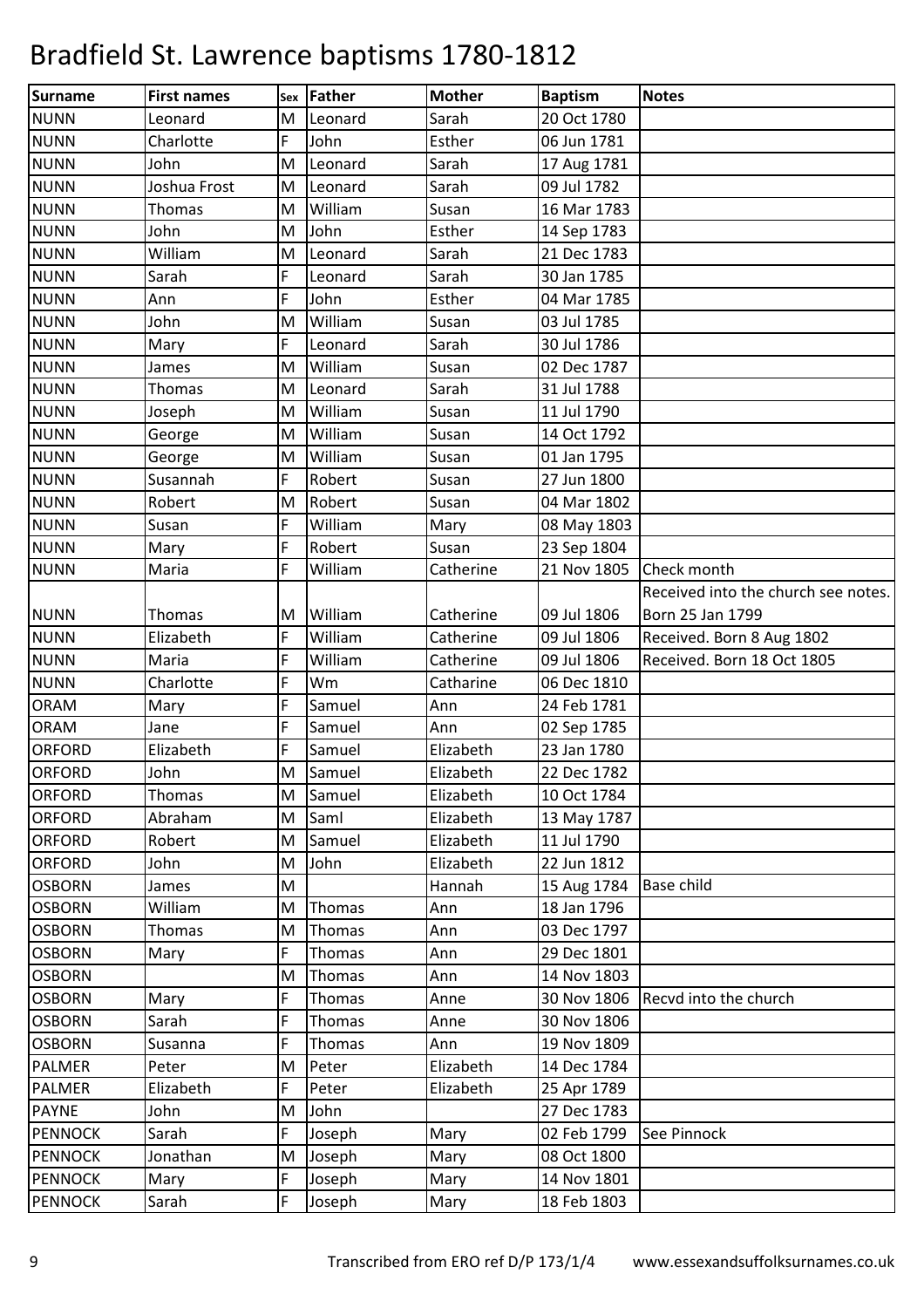# Bradfield St. Lawrence baptisms 1780-1812

| Surname | First names | Sex | Father | Mother | Baptism | Notes |
|---|---|---|---|---|---|---|
| NUNN | Leonard | M | Leonard | Sarah | 20 Oct 1780 | |
| NUNN | Charlotte | F | John | Esther | 06 Jun 1781 | |
| NUNN | John | M | Leonard | Sarah | 17 Aug 1781 | |
| NUNN | Joshua Frost | M | Leonard | Sarah | 09 Jul 1782 | |
| NUNN | Thomas | M | William | Susan | 16 Mar 1783 | |
| NUNN | John | M | John | Esther | 14 Sep 1783 | |
| NUNN | William | M | Leonard | Sarah | 21 Dec 1783 | |
| NUNN | Sarah | F | Leonard | Sarah | 30 Jan 1785 | |
| NUNN | Ann | F | John | Esther | 04 Mar 1785 | |
| NUNN | John | M | William | Susan | 03 Jul 1785 | |
| NUNN | Mary | F | Leonard | Sarah | 30 Jul 1786 | |
| NUNN | James | M | William | Susan | 02 Dec 1787 | |
| NUNN | Thomas | M | Leonard | Sarah | 31 Jul 1788 | |
| NUNN | Joseph | M | William | Susan | 11 Jul 1790 | |
| NUNN | George | M | William | Susan | 14 Oct 1792 | |
| NUNN | George | M | William | Susan | 01 Jan 1795 | |
| NUNN | Susannah | F | Robert | Susan | 27 Jun 1800 | |
| NUNN | Robert | M | Robert | Susan | 04 Mar 1802 | |
| NUNN | Susan | F | William | Mary | 08 May 1803 | |
| NUNN | Mary | F | Robert | Susan | 23 Sep 1804 | |
| NUNN | Maria | F | William | Catherine | 21 Nov 1805 | Check month |
| NUNN | Thomas | M | William | Catherine | 09 Jul 1806 | Received into the church see notes. Born 25 Jan 1799 |
| NUNN | Elizabeth | F | William | Catherine | 09 Jul 1806 | Received. Born 8 Aug 1802 |
| NUNN | Maria | F | William | Catherine | 09 Jul 1806 | Received. Born 18 Oct 1805 |
| NUNN | Charlotte | F | Wm | Catharine | 06 Dec 1810 | |
| ORAM | Mary | F | Samuel | Ann | 24 Feb 1781 | |
| ORAM | Jane | F | Samuel | Ann | 02 Sep 1785 | |
| ORFORD | Elizabeth | F | Samuel | Elizabeth | 23 Jan 1780 | |
| ORFORD | John | M | Samuel | Elizabeth | 22 Dec 1782 | |
| ORFORD | Thomas | M | Samuel | Elizabeth | 10 Oct 1784 | |
| ORFORD | Abraham | M | Saml | Elizabeth | 13 May 1787 | |
| ORFORD | Robert | M | Samuel | Elizabeth | 11 Jul 1790 | |
| ORFORD | John | M | John | Elizabeth | 22 Jun 1812 | |
| OSBORN | James | M | | Hannah | 15 Aug 1784 | Base child |
| OSBORN | William | M | Thomas | Ann | 18 Jan 1796 | |
| OSBORN | Thomas | M | Thomas | Ann | 03 Dec 1797 | |
| OSBORN | Mary | F | Thomas | Ann | 29 Dec 1801 | |
| OSBORN | | M | Thomas | Ann | 14 Nov 1803 | |
| OSBORN | Mary | F | Thomas | Anne | 30 Nov 1806 | Recvd into the church |
| OSBORN | Sarah | F | Thomas | Anne | 30 Nov 1806 | |
| OSBORN | Susanna | F | Thomas | Ann | 19 Nov 1809 | |
| PALMER | Peter | M | Peter | Elizabeth | 14 Dec 1784 | |
| PALMER | Elizabeth | F | Peter | Elizabeth | 25 Apr 1789 | |
| PAYNE | John | M | John | | 27 Dec 1783 | |
| PENNOCK | Sarah | F | Joseph | Mary | 02 Feb 1799 | See Pinnock |
| PENNOCK | Jonathan | M | Joseph | Mary | 08 Oct 1800 | |
| PENNOCK | Mary | F | Joseph | Mary | 14 Nov 1801 | |
| PENNOCK | Sarah | F | Joseph | Mary | 18 Feb 1803 | |

Transcribed from ERO ref D/P 173/1/4 www.essexandsuffolksurnames.co.uk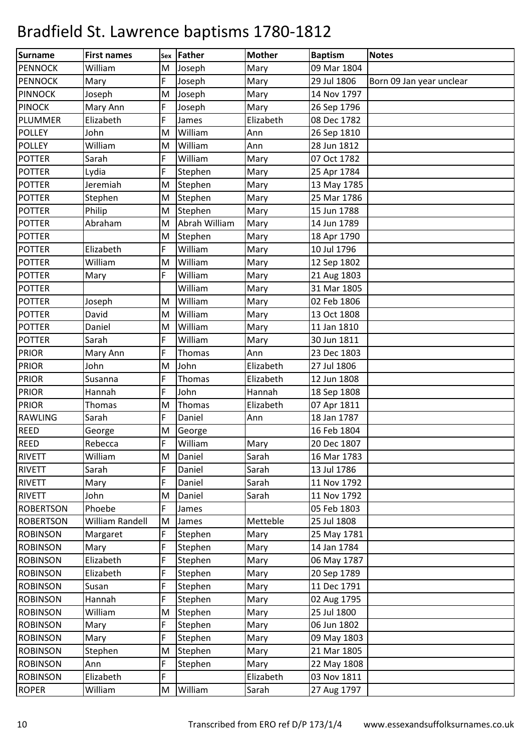# Bradfield St. Lawrence baptisms 1780-1812

| Surname | First names | Sex | Father | Mother | Baptism | Notes |
|---|---|---|---|---|---|---|
| PENNOCK | William | M | Joseph | Mary | 09 Mar 1804 | |
| PENNOCK | Mary | F | Joseph | Mary | 29 Jul 1806 | Born 09 Jan year unclear |
| PINNOCK | Joseph | M | Joseph | Mary | 14 Nov 1797 | |
| PINOCK | Mary Ann | F | Joseph | Mary | 26 Sep 1796 | |
| PLUMMER | Elizabeth | F | James | Elizabeth | 08 Dec 1782 | |
| POLLEY | John | M | William | Ann | 26 Sep 1810 | |
| POLLEY | William | M | William | Ann | 28 Jun 1812 | |
| POTTER | Sarah | F | William | Mary | 07 Oct 1782 | |
| POTTER | Lydia | F | Stephen | Mary | 25 Apr 1784 | |
| POTTER | Jeremiah | M | Stephen | Mary | 13 May 1785 | |
| POTTER | Stephen | M | Stephen | Mary | 25 Mar 1786 | |
| POTTER | Philip | M | Stephen | Mary | 15 Jun 1788 | |
| POTTER | Abraham | M | Abrah William | Mary | 14 Jun 1789 | |
| POTTER | | M | Stephen | Mary | 18 Apr 1790 | |
| POTTER | Elizabeth | F | William | Mary | 10 Jul 1796 | |
| POTTER | William | M | William | Mary | 12 Sep 1802 | |
| POTTER | Mary | F | William | Mary | 21 Aug 1803 | |
| POTTER | | | William | Mary | 31 Mar 1805 | |
| POTTER | Joseph | M | William | Mary | 02 Feb 1806 | |
| POTTER | David | M | William | Mary | 13 Oct 1808 | |
| POTTER | Daniel | M | William | Mary | 11 Jan 1810 | |
| POTTER | Sarah | F | William | Mary | 30 Jun 1811 | |
| PRIOR | Mary Ann | F | Thomas | Ann | 23 Dec 1803 | |
| PRIOR | John | M | John | Elizabeth | 27 Jul 1806 | |
| PRIOR | Susanna | F | Thomas | Elizabeth | 12 Jun 1808 | |
| PRIOR | Hannah | F | John | Hannah | 18 Sep 1808 | |
| PRIOR | Thomas | M | Thomas | Elizabeth | 07 Apr 1811 | |
| RAWLING | Sarah | F | Daniel | Ann | 18 Jan 1787 | |
| REED | George | M | George | | 16 Feb 1804 | |
| REED | Rebecca | F | William | Mary | 20 Dec 1807 | |
| RIVETT | William | M | Daniel | Sarah | 16 Mar 1783 | |
| RIVETT | Sarah | F | Daniel | Sarah | 13 Jul 1786 | |
| RIVETT | Mary | F | Daniel | Sarah | 11 Nov 1792 | |
| RIVETT | John | M | Daniel | Sarah | 11 Nov 1792 | |
| ROBERTSON | Phoebe | F | James | | 05 Feb 1803 | |
| ROBERTSON | William Randell | M | James | Metteble | 25 Jul 1808 | |
| ROBINSON | Margaret | F | Stephen | Mary | 25 May 1781 | |
| ROBINSON | Mary | F | Stephen | Mary | 14 Jan 1784 | |
| ROBINSON | Elizabeth | F | Stephen | Mary | 06 May 1787 | |
| ROBINSON | Elizabeth | F | Stephen | Mary | 20 Sep 1789 | |
| ROBINSON | Susan | F | Stephen | Mary | 11 Dec 1791 | |
| ROBINSON | Hannah | F | Stephen | Mary | 02 Aug 1795 | |
| ROBINSON | William | M | Stephen | Mary | 25 Jul 1800 | |
| ROBINSON | Mary | F | Stephen | Mary | 06 Jun 1802 | |
| ROBINSON | Mary | F | Stephen | Mary | 09 May 1803 | |
| ROBINSON | Stephen | M | Stephen | Mary | 21 Mar 1805 | |
| ROBINSON | Ann | F | Stephen | Mary | 22 May 1808 | |
| ROBINSON | Elizabeth | F | | Elizabeth | 03 Nov 1811 | |
| ROPER | William | M | William | Sarah | 27 Aug 1797 | |

Transcribed from ERO ref D/P 173/1/4    www.essexandsuffolksurnames.co.uk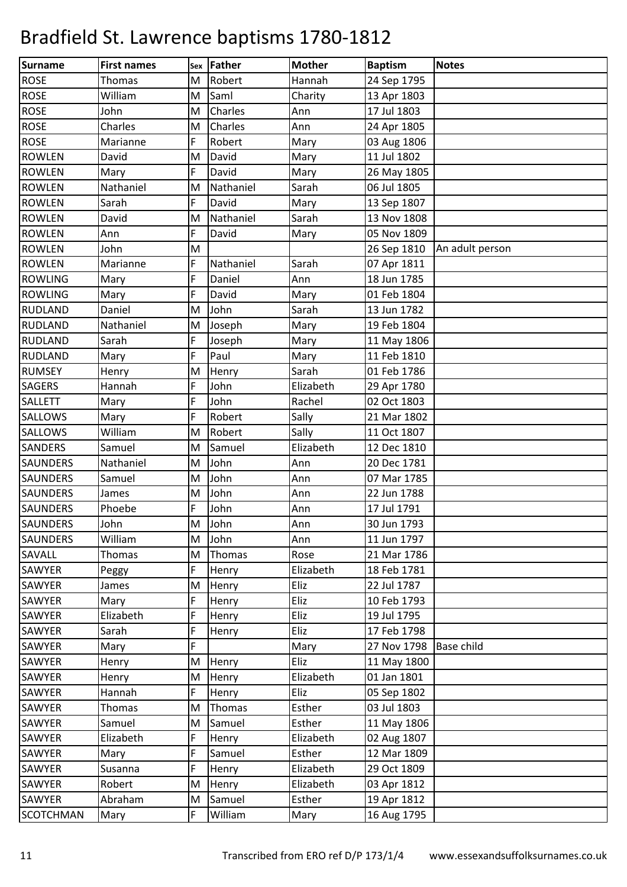# Bradfield St. Lawrence baptisms 1780-1812

| Surname | First names | Sex | Father | Mother | Baptism | Notes |
|---|---|---|---|---|---|---|
| ROSE | Thomas | M | Robert | Hannah | 24 Sep 1795 | |
| ROSE | William | M | Saml | Charity | 13 Apr 1803 | |
| ROSE | John | M | Charles | Ann | 17 Jul 1803 | |
| ROSE | Charles | M | Charles | Ann | 24 Apr 1805 | |
| ROSE | Marianne | F | Robert | Mary | 03 Aug 1806 | |
| ROWLEN | David | M | David | Mary | 11 Jul 1802 | |
| ROWLEN | Mary | F | David | Mary | 26 May 1805 | |
| ROWLEN | Nathaniel | M | Nathaniel | Sarah | 06 Jul 1805 | |
| ROWLEN | Sarah | F | David | Mary | 13 Sep 1807 | |
| ROWLEN | David | M | Nathaniel | Sarah | 13 Nov 1808 | |
| ROWLEN | Ann | F | David | Mary | 05 Nov 1809 | |
| ROWLEN | John | M | | | 26 Sep 1810 | An adult person |
| ROWLEN | Marianne | F | Nathaniel | Sarah | 07 Apr 1811 | |
| ROWLING | Mary | F | Daniel | Ann | 18 Jun 1785 | |
| ROWLING | Mary | F | David | Mary | 01 Feb 1804 | |
| RUDLAND | Daniel | M | John | Sarah | 13 Jun 1782 | |
| RUDLAND | Nathaniel | M | Joseph | Mary | 19 Feb 1804 | |
| RUDLAND | Sarah | F | Joseph | Mary | 11 May 1806 | |
| RUDLAND | Mary | F | Paul | Mary | 11 Feb 1810 | |
| RUMSEY | Henry | M | Henry | Sarah | 01 Feb 1786 | |
| SAGERS | Hannah | F | John | Elizabeth | 29 Apr 1780 | |
| SALLETT | Mary | F | John | Rachel | 02 Oct 1803 | |
| SALLOWS | Mary | F | Robert | Sally | 21 Mar 1802 | |
| SALLOWS | William | M | Robert | Sally | 11 Oct 1807 | |
| SANDERS | Samuel | M | Samuel | Elizabeth | 12 Dec 1810 | |
| SAUNDERS | Nathaniel | M | John | Ann | 20 Dec 1781 | |
| SAUNDERS | Samuel | M | John | Ann | 07 Mar 1785 | |
| SAUNDERS | James | M | John | Ann | 22 Jun 1788 | |
| SAUNDERS | Phoebe | F | John | Ann | 17 Jul 1791 | |
| SAUNDERS | John | M | John | Ann | 30 Jun 1793 | |
| SAUNDERS | William | M | John | Ann | 11 Jun 1797 | |
| SAVALL | Thomas | M | Thomas | Rose | 21 Mar 1786 | |
| SAWYER | Peggy | F | Henry | Elizabeth | 18 Feb 1781 | |
| SAWYER | James | M | Henry | Eliz | 22 Jul 1787 | |
| SAWYER | Mary | F | Henry | Eliz | 10 Feb 1793 | |
| SAWYER | Elizabeth | F | Henry | Eliz | 19 Jul 1795 | |
| SAWYER | Sarah | F | Henry | Eliz | 17 Feb 1798 | |
| SAWYER | Mary | F | | Mary | 27 Nov 1798 | Base child |
| SAWYER | Henry | M | Henry | Eliz | 11 May 1800 | |
| SAWYER | Henry | M | Henry | Elizabeth | 01 Jan 1801 | |
| SAWYER | Hannah | F | Henry | Eliz | 05 Sep 1802 | |
| SAWYER | Thomas | M | Thomas | Esther | 03 Jul 1803 | |
| SAWYER | Samuel | M | Samuel | Esther | 11 May 1806 | |
| SAWYER | Elizabeth | F | Henry | Elizabeth | 02 Aug 1807 | |
| SAWYER | Mary | F | Samuel | Esther | 12 Mar 1809 | |
| SAWYER | Susanna | F | Henry | Elizabeth | 29 Oct 1809 | |
| SAWYER | Robert | M | Henry | Elizabeth | 03 Apr 1812 | |
| SAWYER | Abraham | M | Samuel | Esther | 19 Apr 1812 | |
| SCOTCHMAN | Mary | F | William | Mary | 16 Aug 1795 | |

Transcribed from ERO ref D/P 173/1/4 www.essexandsuffolksurnames.co.uk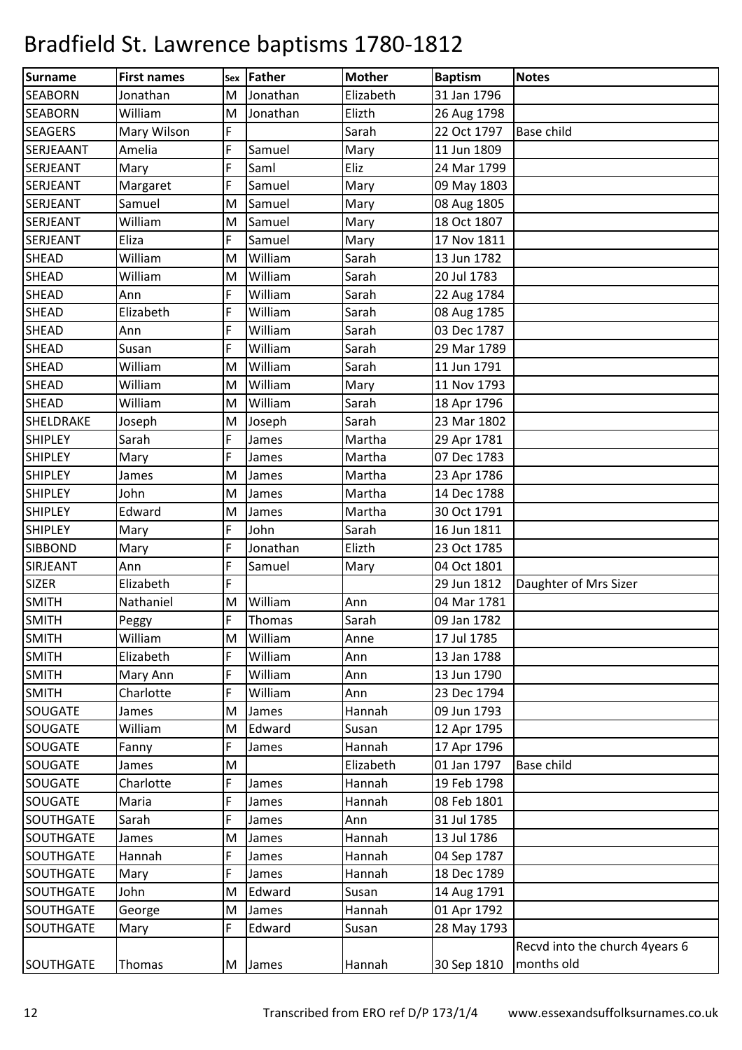# Bradfield St. Lawrence baptisms 1780-1812

| Surname | First names | Sex | Father | Mother | Baptism | Notes |
|---|---|---|---|---|---|---|
| SEABORN | Jonathan | M | Jonathan | Elizabeth | 31 Jan 1796 | |
| SEABORN | William | M | Jonathan | Elizth | 26 Aug 1798 | |
| SEAGERS | Mary Wilson | F | | Sarah | 22 Oct 1797 | Base child |
| SERJEAANT | Amelia | F | Samuel | Mary | 11 Jun 1809 | |
| SERJEANT | Mary | F | Saml | Eliz | 24 Mar 1799 | |
| SERJEANT | Margaret | F | Samuel | Mary | 09 May 1803 | |
| SERJEANT | Samuel | M | Samuel | Mary | 08 Aug 1805 | |
| SERJEANT | William | M | Samuel | Mary | 18 Oct 1807 | |
| SERJEANT | Eliza | F | Samuel | Mary | 17 Nov 1811 | |
| SHEAD | William | M | William | Sarah | 13 Jun 1782 | |
| SHEAD | William | M | William | Sarah | 20 Jul 1783 | |
| SHEAD | Ann | F | William | Sarah | 22 Aug 1784 | |
| SHEAD | Elizabeth | F | William | Sarah | 08 Aug 1785 | |
| SHEAD | Ann | F | William | Sarah | 03 Dec 1787 | |
| SHEAD | Susan | F | William | Sarah | 29 Mar 1789 | |
| SHEAD | William | M | William | Sarah | 11 Jun 1791 | |
| SHEAD | William | M | William | Mary | 11 Nov 1793 | |
| SHEAD | William | M | William | Sarah | 18 Apr 1796 | |
| SHELDRAKE | Joseph | M | Joseph | Sarah | 23 Mar 1802 | |
| SHIPLEY | Sarah | F | James | Martha | 29 Apr 1781 | |
| SHIPLEY | Mary | F | James | Martha | 07 Dec 1783 | |
| SHIPLEY | James | M | James | Martha | 23 Apr 1786 | |
| SHIPLEY | John | M | James | Martha | 14 Dec 1788 | |
| SHIPLEY | Edward | M | James | Martha | 30 Oct 1791 | |
| SHIPLEY | Mary | F | John | Sarah | 16 Jun 1811 | |
| SIBBOND | Mary | F | Jonathan | Elizth | 23 Oct 1785 | |
| SIRJEANT | Ann | F | Samuel | Mary | 04 Oct 1801 | |
| SIZER | Elizabeth | F | | | 29 Jun 1812 | Daughter of Mrs Sizer |
| SMITH | Nathaniel | M | William | Ann | 04 Mar 1781 | |
| SMITH | Peggy | F | Thomas | Sarah | 09 Jan 1782 | |
| SMITH | William | M | William | Anne | 17 Jul 1785 | |
| SMITH | Elizabeth | F | William | Ann | 13 Jan 1788 | |
| SMITH | Mary Ann | F | William | Ann | 13 Jun 1790 | |
| SMITH | Charlotte | F | William | Ann | 23 Dec 1794 | |
| SOUGATE | James | M | James | Hannah | 09 Jun 1793 | |
| SOUGATE | William | M | Edward | Susan | 12 Apr 1795 | |
| SOUGATE | Fanny | F | James | Hannah | 17 Apr 1796 | |
| SOUGATE | James | M | | Elizabeth | 01 Jan 1797 | Base child |
| SOUGATE | Charlotte | F | James | Hannah | 19 Feb 1798 | |
| SOUGATE | Maria | F | James | Hannah | 08 Feb 1801 | |
| SOUTHGATE | Sarah | F | James | Ann | 31 Jul 1785 | |
| SOUTHGATE | James | M | James | Hannah | 13 Jul 1786 | |
| SOUTHGATE | Hannah | F | James | Hannah | 04 Sep 1787 | |
| SOUTHGATE | Mary | F | James | Hannah | 18 Dec 1789 | |
| SOUTHGATE | John | M | Edward | Susan | 14 Aug 1791 | |
| SOUTHGATE | George | M | James | Hannah | 01 Apr 1792 | |
| SOUTHGATE | Mary | F | Edward | Susan | 28 May 1793 | |
| SOUTHGATE | Thomas | M | James | Hannah | 30 Sep 1810 | Recvd into the church 4years 6 months old |

Transcribed from ERO ref D/P 173/1/4 www.essexandsuffolksurnames.co.uk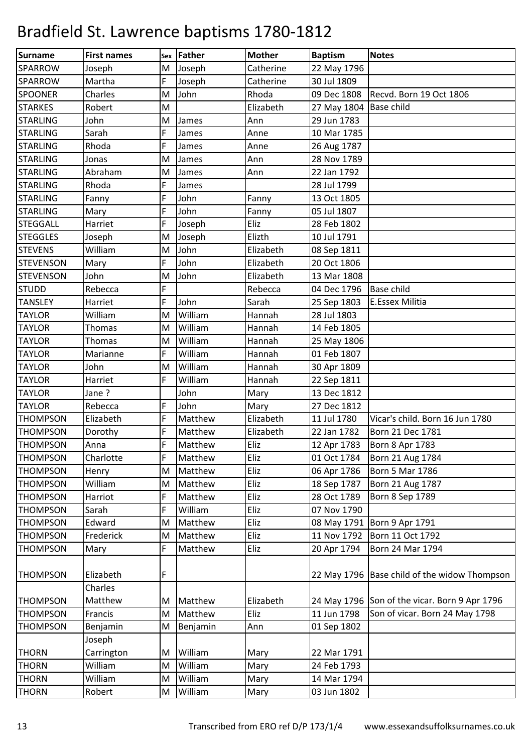# Bradfield St. Lawrence baptisms 1780-1812

| Surname | First names | Sex | Father | Mother | Baptism | Notes |
|---|---|---|---|---|---|---|
| SPARROW | Joseph | M | Joseph | Catherine | 22 May 1796 | |
| SPARROW | Martha | F | Joseph | Catherine | 30 Jul 1809 | |
| SPOONER | Charles | M | John | Rhoda | 09 Dec 1808 | Recvd. Born 19 Oct 1806 |
| STARKES | Robert | M | | Elizabeth | 27 May 1804 | Base child |
| STARLING | John | M | James | Ann | 29 Jun 1783 | |
| STARLING | Sarah | F | James | Anne | 10 Mar 1785 | |
| STARLING | Rhoda | F | James | Anne | 26 Aug 1787 | |
| STARLING | Jonas | M | James | Ann | 28 Nov 1789 | |
| STARLING | Abraham | M | James | Ann | 22 Jan 1792 | |
| STARLING | Rhoda | F | James | | 28 Jul 1799 | |
| STARLING | Fanny | F | John | Fanny | 13 Oct 1805 | |
| STARLING | Mary | F | John | Fanny | 05 Jul 1807 | |
| STEGGALL | Harriet | F | Joseph | Eliz | 28 Feb 1802 | |
| STEGGLES | Joseph | M | Joseph | Elizth | 10 Jul 1791 | |
| STEVENS | William | M | John | Elizabeth | 08 Sep 1811 | |
| STEVENSON | Mary | F | John | Elizabeth | 20 Oct 1806 | |
| STEVENSON | John | M | John | Elizabeth | 13 Mar 1808 | |
| STUDD | Rebecca | F | | Rebecca | 04 Dec 1796 | Base child |
| TANSLEY | Harriet | F | John | Sarah | 25 Sep 1803 | E.Essex Militia |
| TAYLOR | William | M | William | Hannah | 28 Jul 1803 | |
| TAYLOR | Thomas | M | William | Hannah | 14 Feb 1805 | |
| TAYLOR | Thomas | M | William | Hannah | 25 May 1806 | |
| TAYLOR | Marianne | F | William | Hannah | 01 Feb 1807 | |
| TAYLOR | John | M | William | Hannah | 30 Apr 1809 | |
| TAYLOR | Harriet | F | William | Hannah | 22 Sep 1811 | |
| TAYLOR | Jane ? | | John | Mary | 13 Dec 1812 | |
| TAYLOR | Rebecca | F | John | Mary | 27 Dec 1812 | |
| THOMPSON | Elizabeth | F | Matthew | Elizabeth | 11 Jul 1780 | Vicar's child. Born 16 Jun 1780 |
| THOMPSON | Dorothy | F | Matthew | Elizabeth | 22 Jan 1782 | Born 21 Dec 1781 |
| THOMPSON | Anna | F | Matthew | Eliz | 12 Apr 1783 | Born 8 Apr 1783 |
| THOMPSON | Charlotte | F | Matthew | Eliz | 01 Oct 1784 | Born 21 Aug 1784 |
| THOMPSON | Henry | M | Matthew | Eliz | 06 Apr 1786 | Born 5 Mar 1786 |
| THOMPSON | William | M | Matthew | Eliz | 18 Sep 1787 | Born 21 Aug 1787 |
| THOMPSON | Harriot | F | Matthew | Eliz | 28 Oct 1789 | Born 8 Sep 1789 |
| THOMPSON | Sarah | F | William | Eliz | 07 Nov 1790 | |
| THOMPSON | Edward | M | Matthew | Eliz | 08 May 1791 | Born 9 Apr 1791 |
| THOMPSON | Frederick | M | Matthew | Eliz | 11 Nov 1792 | Born 11 Oct 1792 |
| THOMPSON | Mary | F | Matthew | Eliz | 20 Apr 1794 | Born 24 Mar 1794 |
| THOMPSON | Elizabeth | F | | | 22 May 1796 | Base child of the widow Thompson |
| THOMPSON | Charles Matthew | M | Matthew | Elizabeth | 24 May 1796 | Son of the vicar. Born 9 Apr 1796 |
| THOMPSON | Francis | M | Matthew | Eliz | 11 Jun 1798 | Son of vicar. Born 24 May 1798 |
| THOMPSON | Benjamin | M | Benjamin | Ann | 01 Sep 1802 | |
| THORN | Joseph Carrington | M | William | Mary | 22 Mar 1791 | |
| THORN | William | M | William | Mary | 24 Feb 1793 | |
| THORN | William | M | William | Mary | 14 Mar 1794 | |
| THORN | Robert | M | William | Mary | 03 Jun 1802 | |

Transcribed from ERO ref D/P 173/1/4 www.essexandsuffolksurnames.co.uk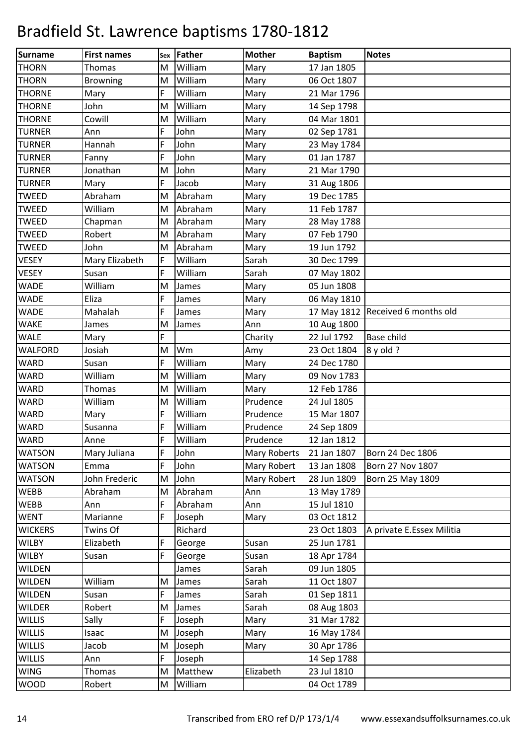# Bradfield St. Lawrence baptisms 1780-1812

| Surname | First names | Sex | Father | Mother | Baptism | Notes |
|---|---|---|---|---|---|---|
| THORN | Thomas | M | William | Mary | 17 Jan 1805 | |
| THORN | Browning | M | William | Mary | 06 Oct 1807 | |
| THORNE | Mary | F | William | Mary | 21 Mar 1796 | |
| THORNE | John | M | William | Mary | 14 Sep 1798 | |
| THORNE | Cowill | M | William | Mary | 04 Mar 1801 | |
| TURNER | Ann | F | John | Mary | 02 Sep 1781 | |
| TURNER | Hannah | F | John | Mary | 23 May 1784 | |
| TURNER | Fanny | F | John | Mary | 01 Jan 1787 | |
| TURNER | Jonathan | M | John | Mary | 21 Mar 1790 | |
| TURNER | Mary | F | Jacob | Mary | 31 Aug 1806 | |
| TWEED | Abraham | M | Abraham | Mary | 19 Dec 1785 | |
| TWEED | William | M | Abraham | Mary | 11 Feb 1787 | |
| TWEED | Chapman | M | Abraham | Mary | 28 May 1788 | |
| TWEED | Robert | M | Abraham | Mary | 07 Feb 1790 | |
| TWEED | John | M | Abraham | Mary | 19 Jun 1792 | |
| VESEY | Mary Elizabeth | F | William | Sarah | 30 Dec 1799 | |
| VESEY | Susan | F | William | Sarah | 07 May 1802 | |
| WADE | William | M | James | Mary | 05 Jun 1808 | |
| WADE | Eliza | F | James | Mary | 06 May 1810 | |
| WADE | Mahalah | F | James | Mary | 17 May 1812 | Received 6 months old |
| WAKE | James | M | James | Ann | 10 Aug 1800 | |
| WALE | Mary | F | | Charity | 22 Jul 1792 | Base child |
| WALFORD | Josiah | M | Wm | Amy | 23 Oct 1804 | 8 y old ? |
| WARD | Susan | F | William | Mary | 24 Dec 1780 | |
| WARD | William | M | William | Mary | 09 Nov 1783 | |
| WARD | Thomas | M | William | Mary | 12 Feb 1786 | |
| WARD | William | M | William | Prudence | 24 Jul 1805 | |
| WARD | Mary | F | William | Prudence | 15 Mar 1807 | |
| WARD | Susanna | F | William | Prudence | 24 Sep 1809 | |
| WARD | Anne | F | William | Prudence | 12 Jan 1812 | |
| WATSON | Mary Juliana | F | John | Mary Roberts | 21 Jan 1807 | Born 24 Dec 1806 |
| WATSON | Emma | F | John | Mary Robert | 13 Jan 1808 | Born 27 Nov 1807 |
| WATSON | John Frederic | M | John | Mary Robert | 28 Jun 1809 | Born 25 May 1809 |
| WEBB | Abraham | M | Abraham | Ann | 13 May 1789 | |
| WEBB | Ann | F | Abraham | Ann | 15 Jul 1810 | |
| WENT | Marianne | F | Joseph | Mary | 03 Oct 1812 | |
| WICKERS | Twins Of | | Richard | | 23 Oct 1803 | A private E.Essex Militia |
| WILBY | Elizabeth | F | George | Susan | 25 Jun 1781 | |
| WILBY | Susan | F | George | Susan | 18 Apr 1784 | |
| WILDEN | | | James | Sarah | 09 Jun 1805 | |
| WILDEN | William | M | James | Sarah | 11 Oct 1807 | |
| WILDEN | Susan | F | James | Sarah | 01 Sep 1811 | |
| WILDER | Robert | M | James | Sarah | 08 Aug 1803 | |
| WILLIS | Sally | F | Joseph | Mary | 31 Mar 1782 | |
| WILLIS | Isaac | M | Joseph | Mary | 16 May 1784 | |
| WILLIS | Jacob | M | Joseph | Mary | 30 Apr 1786 | |
| WILLIS | Ann | F | Joseph | | 14 Sep 1788 | |
| WING | Thomas | M | Matthew | Elizabeth | 23 Jul 1810 | |
| WOOD | Robert | M | William | | 04 Oct 1789 | |

Transcribed from ERO ref D/P 173/1/4 www.essexandsuffolksurnames.co.uk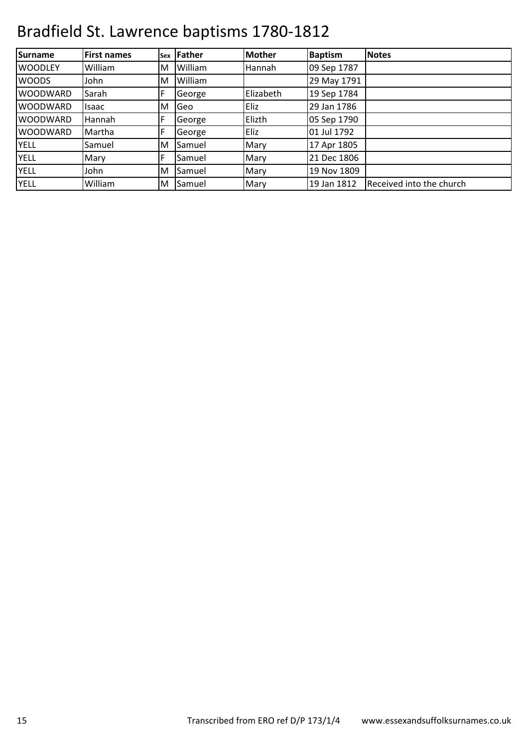# Bradfield St. Lawrence baptisms 1780-1812

| Surname | First names | Sex | Father | Mother | Baptism | Notes |
|---|---|---|---|---|---|---|
| WOODLEY | William | M | William | Hannah | 09 Sep 1787 | |
| WOODS | John | M | William | | 29 May 1791 | |
| WOODWARD | Sarah | F | George | Elizabeth | 19 Sep 1784 | |
| WOODWARD | Isaac | M | Geo | Eliz | 29 Jan 1786 | |
| WOODWARD | Hannah | F | George | Elizth | 05 Sep 1790 | |
| WOODWARD | Martha | F | George | Eliz | 01 Jul 1792 | |
| YELL | Samuel | M | Samuel | Mary | 17 Apr 1805 | |
| YELL | Mary | F | Samuel | Mary | 21 Dec 1806 | |
| YELL | John | M | Samuel | Mary | 19 Nov 1809 | |
| YELL | William | M | Samuel | Mary | 19 Jan 1812 | Received into the church |

Transcribed from ERO ref D/P 173/1/4 www.essexandsuffolksurnames.co.uk